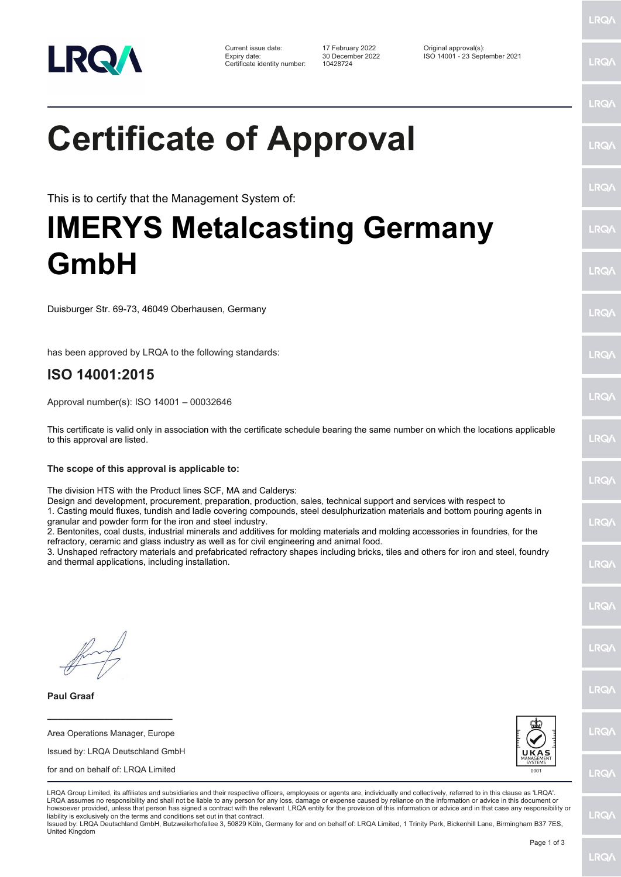Current issue date: 17 February 2022
Expiry date: 30 December 2022
Certificate identity number: 10428724

Original approval(s):
ISO 14001 - 23 September 2021

# Certificate of Approval

This is to certify that the Management System of:

# IMERYS Metalcasting Germany GmbH

Duisburger Str. 69-73, 46049 Oberhausen, Germany

has been approved by LRQA to the following standards:

## ISO 14001:2015

Approval number(s): ISO 14001 – 00032646

This certificate is valid only in association with the certificate schedule bearing the same number on which the locations applicable to this approval are listed.

**The scope of this approval is applicable to:**

The division HTS with the Product lines SCF, MA and Calderys:
Design and development, procurement, preparation, production, sales, technical support and services with respect to
1. Casting mould fluxes, tundish and ladle covering compounds, steel desulphurization materials and bottom pouring agents in granular and powder form for the iron and steel industry.
2. Bentonites, coal dusts, industrial minerals and additives for molding materials and molding accessories in foundries, for the refractory, ceramic and glass industry as well as for civil engineering and animal food.
3. Unshaped refractory materials and prefabricated refractory shapes including bricks, tiles and others for iron and steel, foundry and thermal applications, including installation.

**Paul Graaf**

Area Operations Manager, Europe

Issued by: LRQA Deutschland GmbH

for and on behalf of: LRQA Limited

LRQA Group Limited, its affiliates and subsidiaries and their respective officers, employees or agents are, individually and collectively, referred to in this clause as 'LRQA'. LRQA assumes no responsibility and shall not be liable to any person for any loss, damage or expense caused by reliance on the information or advice in this document or howsoever provided, unless that person has signed a contract with the relevant LRQA entity for the provision of this information or advice and in that case any responsibility or liability is exclusively on the terms and conditions set out in that contract.
Issued by: LRQA Deutschland GmbH, Butzweilerhofallee 3, 50829 Köln, Germany for and on behalf of: LRQA Limited, 1 Trinity Park, Bickenhill Lane, Birmingham B37 7ES, United Kingdom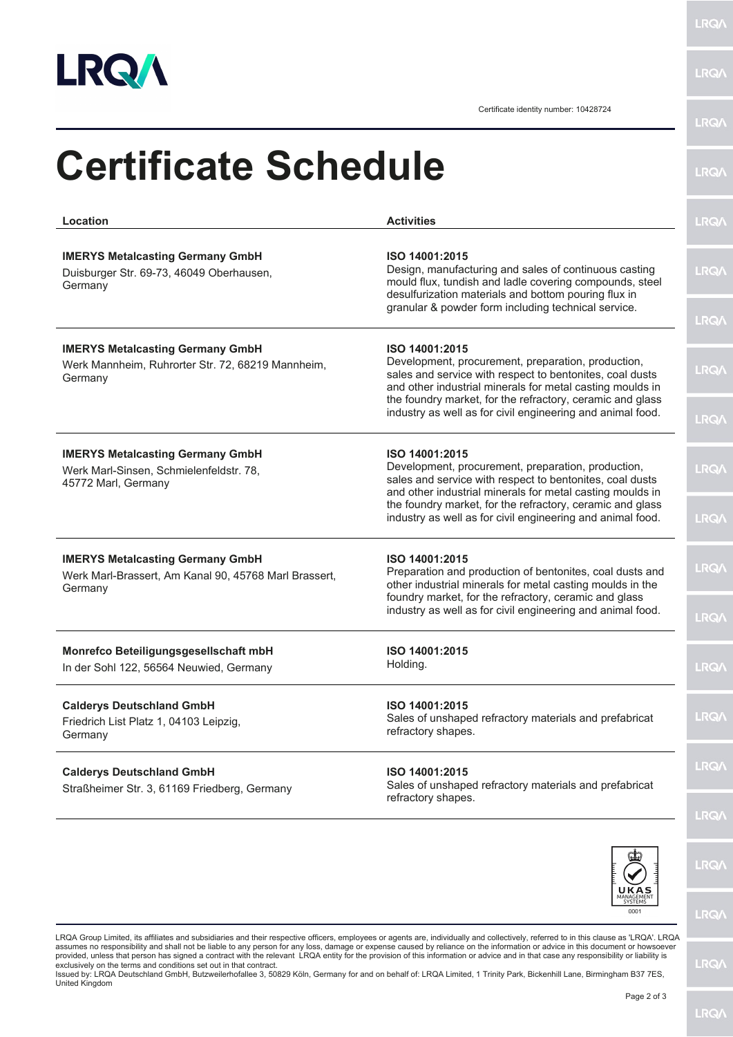Certificate identity number: 10428724

# Certificate Schedule

| Location | Activities |
|---|---|
| **IMERYS Metalcasting Germany GmbH**<br>Duisburger Str. 69-73, 46049 Oberhausen, Germany | **ISO 14001:2015**<br>Design, manufacturing and sales of continuous casting mould flux, tundish and ladle covering compounds, steel desulfurization materials and bottom pouring flux in granular & powder form including technical service. |
| **IMERYS Metalcasting Germany GmbH**<br>Werk Mannheim, Ruhrorter Str. 72, 68219 Mannheim, Germany | **ISO 14001:2015**<br>Development, procurement, preparation, production, sales and service with respect to bentonites, coal dusts and other industrial minerals for metal casting moulds in the foundry market, for the refractory, ceramic and glass industry as well as for civil engineering and animal food. |
| **IMERYS Metalcasting Germany GmbH**<br>Werk Marl-Sinsen, Schmielenfeldstr. 78, 45772 Marl, Germany | **ISO 14001:2015**<br>Development, procurement, preparation, production, sales and service with respect to bentonites, coal dusts and other industrial minerals for metal casting moulds in the foundry market, for the refractory, ceramic and glass industry as well as for civil engineering and animal food. |
| **IMERYS Metalcasting Germany GmbH**<br>Werk Marl-Brassert, Am Kanal 90, 45768 Marl Brassert, Germany | **ISO 14001:2015**<br>Preparation and production of bentonites, coal dusts and other industrial minerals for metal casting moulds in the foundry market, for the refractory, ceramic and glass industry as well as for civil engineering and animal food. |
| **Monrefco Beteiligungsgesellschaft mbH**<br>In der Sohl 122, 56564 Neuwied, Germany | **ISO 14001:2015**<br>Holding. |
| **Calderys Deutschland GmbH**<br>Friedrich List Platz 1, 04103 Leipzig, Germany | **ISO 14001:2015**<br>Sales of unshaped refractory materials and prefabricat refractory shapes. |
| **Calderys Deutschland GmbH**<br>Straßheimer Str. 3, 61169 Friedberg, Germany | **ISO 14001:2015**<br>Sales of unshaped refractory materials and prefabricat refractory shapes. |

UKAS MANAGEMENT SYSTEMS 0001

LRQA Group Limited, its affiliates and subsidiaries and their respective officers, employees or agents are, individually and collectively, referred to in this clause as 'LRQA'. LRQA assumes no responsibility and shall not be liable to any person for any loss, damage or expense caused by reliance on the information or advice in this document or howsoever provided, unless that person has signed a contract with the relevant LRQA entity for the provision of this information or advice and in that case any responsibility or liability is exclusively on the terms and conditions set out in that contract.

Issued by: LRQA Deutschland GmbH, Butzweilerhofallee 3, 50829 Köln, Germany for and on behalf of: LRQA Limited, 1 Trinity Park, Bickenhill Lane, Birmingham B37 7ES, United Kingdom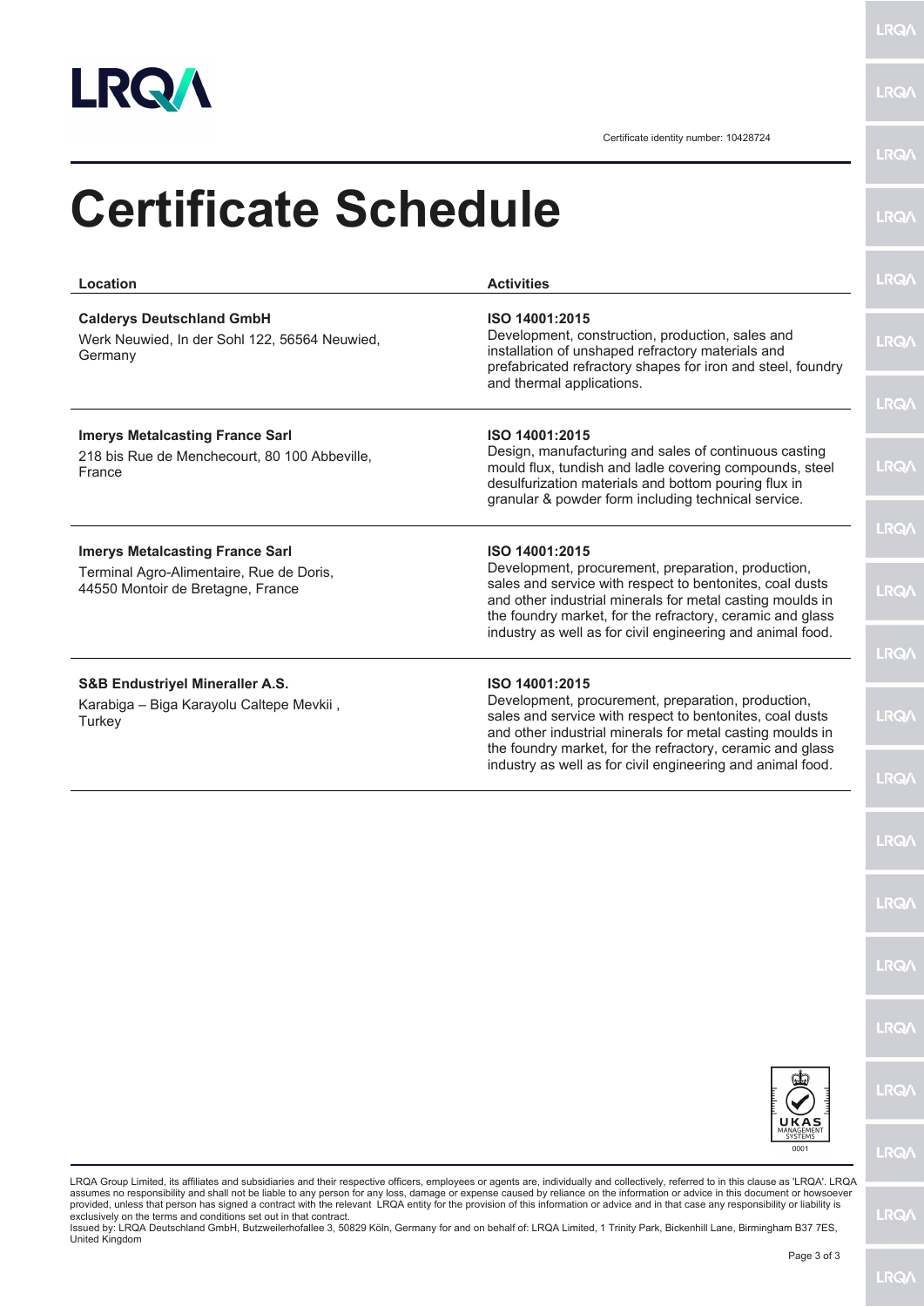Certificate identity number: 10428724

# Certificate Schedule

| Location | Activities |
| --- | --- |
| **Calderys Deutschland GmbH**<br>Werk Neuwied, In der Sohl 122, 56564 Neuwied, Germany | **ISO 14001:2015**<br>Development, construction, production, sales and installation of unshaped refractory materials and prefabricated refractory shapes for iron and steel, foundry and thermal applications. |
| **Imerys Metalcasting France Sarl**<br>218 bis Rue de Menchecourt, 80 100 Abbeville, France | **ISO 14001:2015**<br>Design, manufacturing and sales of continuous casting mould flux, tundish and ladle covering compounds, steel desulfurization materials and bottom pouring flux in granular & powder form including technical service. |
| **Imerys Metalcasting France Sarl**<br>Terminal Agro-Alimentaire, Rue de Doris, 44550 Montoir de Bretagne, France | **ISO 14001:2015**<br>Development, procurement, preparation, production, sales and service with respect to bentonites, coal dusts and other industrial minerals for metal casting moulds in the foundry market, for the refractory, ceramic and glass industry as well as for civil engineering and animal food. |
| **S&B Endustriyel Mineraller A.S.**<br>Karabiga – Biga Karayolu Caltepe Mevkii , Turkey | **ISO 14001:2015**<br>Development, procurement, preparation, production, sales and service with respect to bentonites, coal dusts and other industrial minerals for metal casting moulds in the foundry market, for the refractory, ceramic and glass industry as well as for civil engineering and animal food. |

UKAS MANAGEMENT SYSTEMS 0001

LRQA Group Limited, its affiliates and subsidiaries and their respective officers, employees or agents are, individually and collectively, referred to in this clause as 'LRQA'. LRQA assumes no responsibility and shall not be liable to any person for any loss, damage or expense caused by reliance on the information or advice in this document or howsoever provided, unless that person has signed a contract with the relevant LRQA entity for the provision of this information or advice and in that case any responsibility or liability is exclusively on the terms and conditions set out in that contract.
Issued by: LRQA Deutschland GmbH, Butzweilerhofallee 3, 50829 Köln, Germany for and on behalf of: LRQA Limited, 1 Trinity Park, Bickenhill Lane, Birmingham B37 7ES, United Kingdom